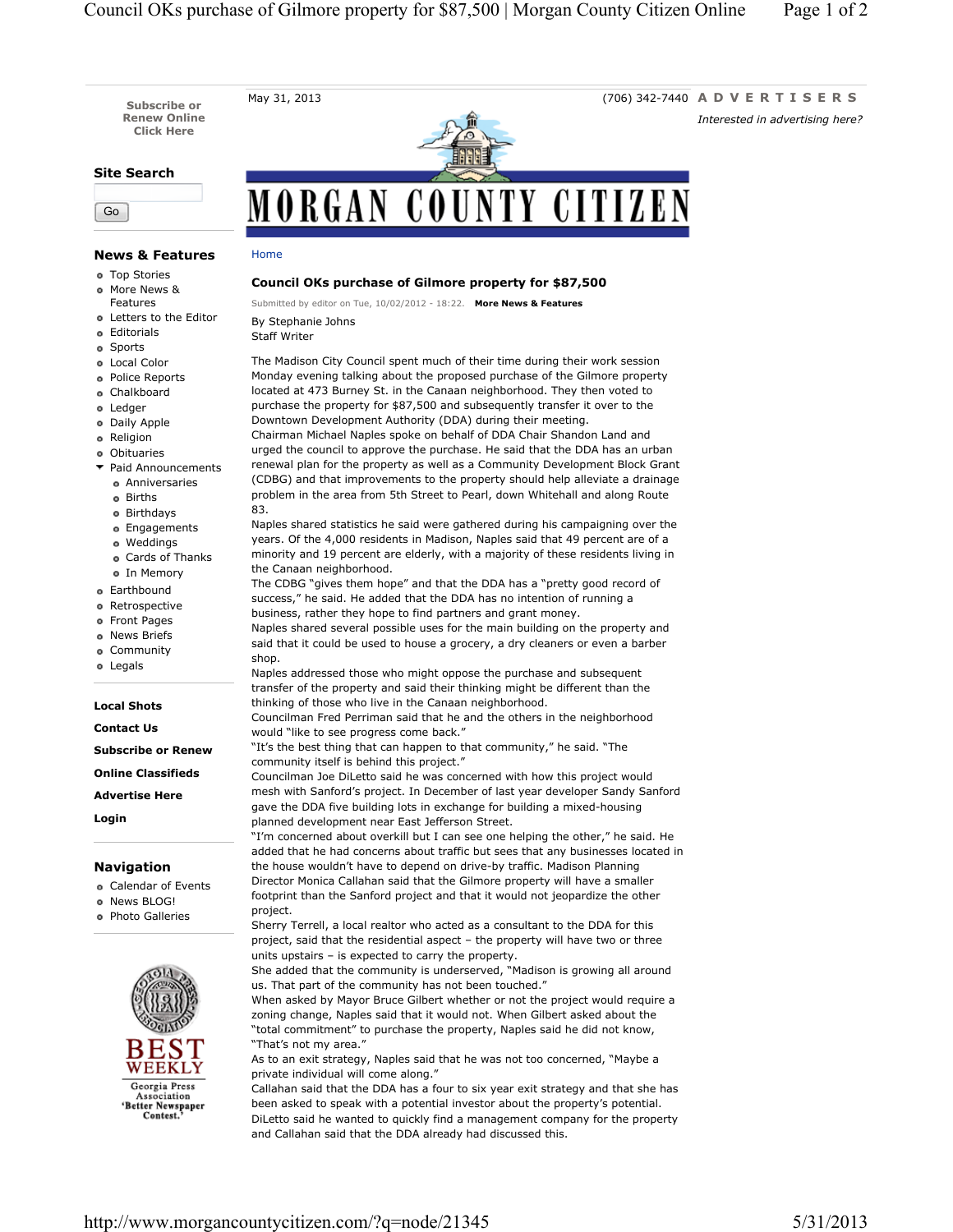May 31, 2013

(706) 342-7440

# MORGAN COUNTY CITIZEN

**ADVERTISERS**

*Interested in advertising here?*

Subscribe or Renew Online Click Here

**Site Search**

Go

**News & Features**

- Top Stories
- More News & Features
- Letters to the Editor
- Editorials
- Sports
- Local Color
- Police Reports
- Chalkboard
- Ledger
- Daily Apple
- Religion
- Obituaries
- Paid Announcements
  - Anniversaries
  - Births
  - Birthdays
  - Engagements
  - Weddings
  - Cards of Thanks
  - In Memory
- Earthbound
- Retrospective
- Front Pages
- News Briefs
- Community
- Legals

**Local Shots**

**Contact Us**

**Subscribe or Renew**

**Online Classifieds**

**Advertise Here**

**Login**

**Navigation**

- Calendar of Events
- News BLOG!
- Photo Galleries

Georgia Press Association BEST WEEKLY Georgia Press Association 'Better Newspaper Contest.'

Home

## Council OKs purchase of Gilmore property for $87,500

Submitted by editor on Tue, 10/02/2012 - 18:22. **More News & Features**

By Stephanie Johns
Staff Writer

The Madison City Council spent much of their time during their work session Monday evening talking about the proposed purchase of the Gilmore property located at 473 Burney St. in the Canaan neighborhood. They then voted to purchase the property for $87,500 and subsequently transfer it over to the Downtown Development Authority (DDA) during their meeting.

Chairman Michael Naples spoke on behalf of DDA Chair Shandon Land and urged the council to approve the purchase. He said that the DDA has an urban renewal plan for the property as well as a Community Development Block Grant (CDBG) and that improvements to the property should help alleviate a drainage problem in the area from 5th Street to Pearl, down Whitehall and along Route 83.

Naples shared statistics he said were gathered during his campaigning over the years. Of the 4,000 residents in Madison, Naples said that 49 percent are of a minority and 19 percent are elderly, with a majority of these residents living in the Canaan neighborhood.

The CDBG "gives them hope" and that the DDA has a "pretty good record of success," he said. He added that the DDA has no intention of running a business, rather they hope to find partners and grant money.

Naples shared several possible uses for the main building on the property and said that it could be used to house a grocery, a dry cleaners or even a barber shop.

Naples addressed those who might oppose the purchase and subsequent transfer of the property and said their thinking might be different than the thinking of those who live in the Canaan neighborhood.

Councilman Fred Perriman said that he and the others in the neighborhood would "like to see progress come back."

"It's the best thing that can happen to that community," he said. "The community itself is behind this project."

Councilman Joe DiLetto said he was concerned with how this project would mesh with Sanford's project. In December of last year developer Sandy Sanford gave the DDA five building lots in exchange for building a mixed-housing planned development near East Jefferson Street.

"I'm concerned about overkill but I can see one helping the other," he said. He added that he had concerns about traffic but sees that any businesses located in the house wouldn't have to depend on drive-by traffic. Madison Planning Director Monica Callahan said that the Gilmore property will have a smaller footprint than the Sanford project and that it would not jeopardize the other project.

Sherry Terrell, a local realtor who acted as a consultant to the DDA for this project, said that the residential aspect – the property will have two or three units upstairs – is expected to carry the property.

She added that the community is underserved, "Madison is growing all around us. That part of the community has not been touched."

When asked by Mayor Bruce Gilbert whether or not the project would require a zoning change, Naples said that it would not. When Gilbert asked about the "total commitment" to purchase the property, Naples said he did not know, "That's not my area."

As to an exit strategy, Naples said that he was not too concerned, "Maybe a private individual will come along."

Callahan said that the DDA has a four to six year exit strategy and that she has been asked to speak with a potential investor about the property's potential.

DiLetto said he wanted to quickly find a management company for the property and Callahan said that the DDA already had discussed this.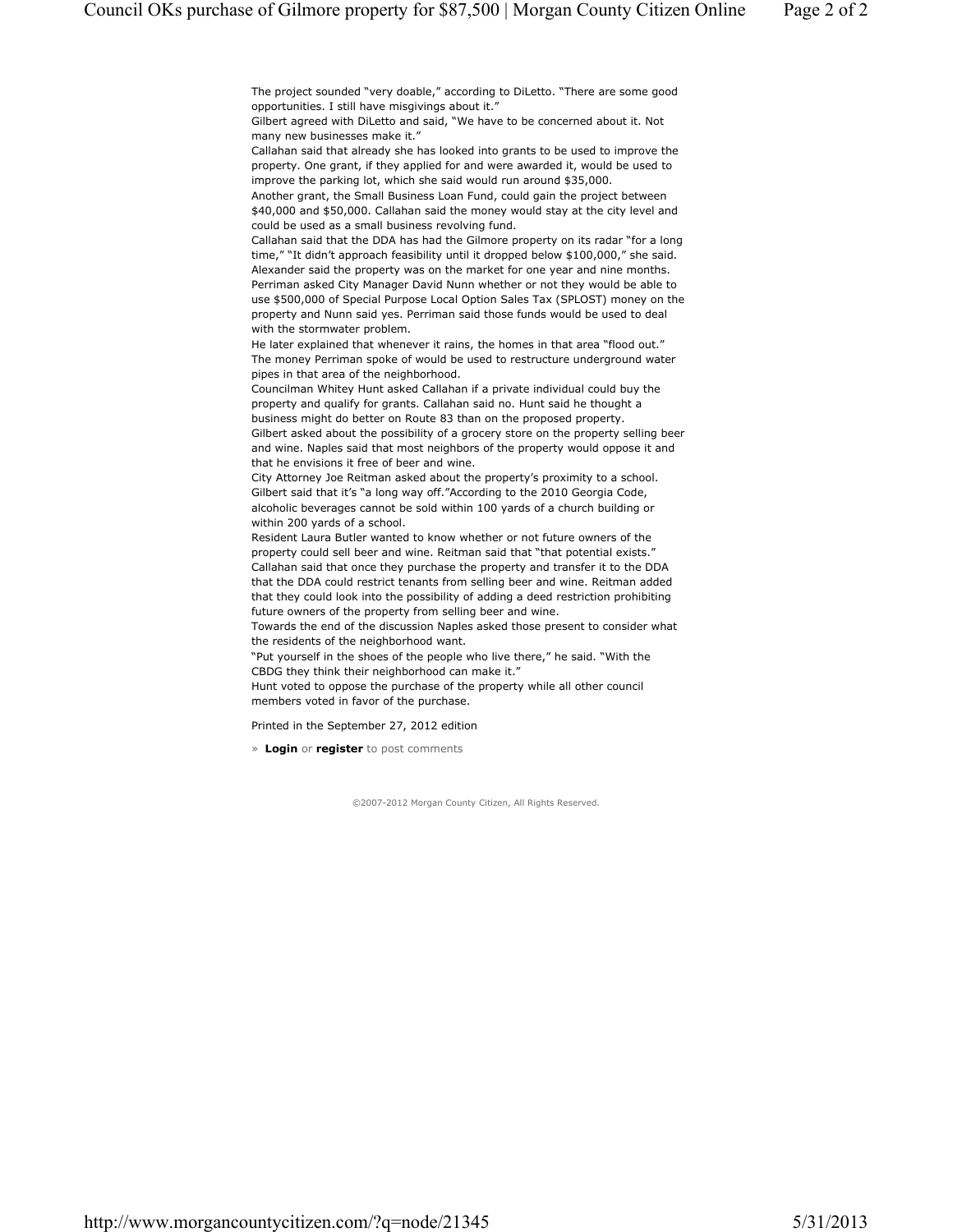The project sounded "very doable," according to DiLetto. "There are some good opportunities. I still have misgivings about it."

Gilbert agreed with DiLetto and said, "We have to be concerned about it. Not many new businesses make it."

Callahan said that already she has looked into grants to be used to improve the property. One grant, if they applied for and were awarded it, would be used to improve the parking lot, which she said would run around $35,000.

Another grant, the Small Business Loan Fund, could gain the project between $40,000 and $50,000. Callahan said the money would stay at the city level and could be used as a small business revolving fund.

Callahan said that the DDA has had the Gilmore property on its radar "for a long time," "It didn't approach feasibility until it dropped below $100,000," she said.

Alexander said the property was on the market for one year and nine months.

Perriman asked City Manager David Nunn whether or not they would be able to use $500,000 of Special Purpose Local Option Sales Tax (SPLOST) money on the property and Nunn said yes. Perriman said those funds would be used to deal with the stormwater problem.

He later explained that whenever it rains, the homes in that area "flood out." The money Perriman spoke of would be used to restructure underground water pipes in that area of the neighborhood.

Councilman Whitey Hunt asked Callahan if a private individual could buy the property and qualify for grants. Callahan said no. Hunt said he thought a business might do better on Route 83 than on the proposed property.

Gilbert asked about the possibility of a grocery store on the property selling beer and wine. Naples said that most neighbors of the property would oppose it and that he envisions it free of beer and wine.

City Attorney Joe Reitman asked about the property's proximity to a school. Gilbert said that it's "a long way off."According to the 2010 Georgia Code, alcoholic beverages cannot be sold within 100 yards of a church building or within 200 yards of a school.

Resident Laura Butler wanted to know whether or not future owners of the property could sell beer and wine. Reitman said that "that potential exists." Callahan said that once they purchase the property and transfer it to the DDA that the DDA could restrict tenants from selling beer and wine. Reitman added that they could look into the possibility of adding a deed restriction prohibiting future owners of the property from selling beer and wine.

Towards the end of the discussion Naples asked those present to consider what the residents of the neighborhood want.

"Put yourself in the shoes of the people who live there," he said. "With the CBDG they think their neighborhood can make it."

Hunt voted to oppose the purchase of the property while all other council members voted in favor of the purchase.

Printed in the September 27, 2012 edition

» **Login** or **register** to post comments

©2007-2012 Morgan County Citizen, All Rights Reserved.